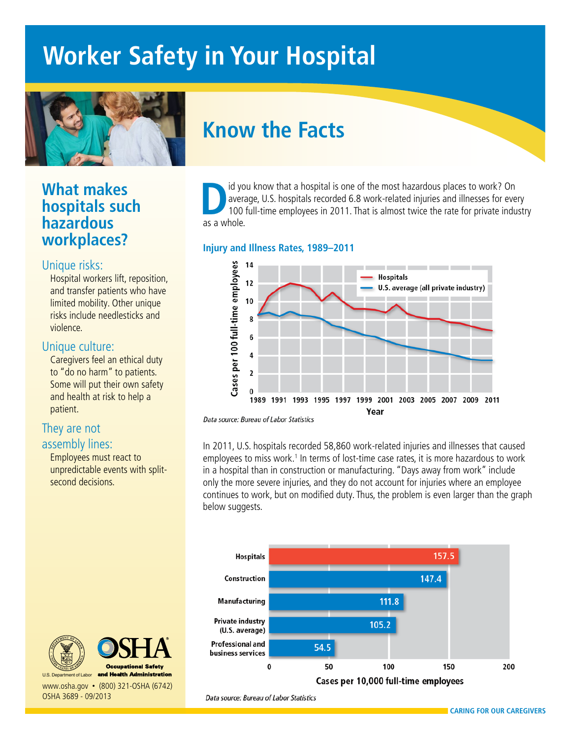// Worker Safety in Your Hospital

## Know the Facts

Did you know that a hospital is one of the most hazardous places to work? On average, U.S. hospitals recorded 6.8 work-related injuries and illnesses for every 100 full-time employees in 2011. That is almost twice the rate for private industry as a whole.

### Injury and Illness Rates, 1989–2011

*Data source: Bureau of Labor Statistics*

In 2011, U.S. hospitals recorded 58,860 work-related injuries and illnesses that caused employees to miss work.[1] In terms of lost-time case rates, it is more hazardous to work in a hospital than in construction or manufacturing. "Days away from work" include only the more severe injuries, and they do not account for injuries where an employee continues to work, but on modified duty. Thus, the problem is even larger than the graph below suggests.

| | Cases per 10,000 full-time employees |
|---|---|
| Hospitals | 157.5 |
| Construction | 147.4 |
| Manufacturing | 111.8 |
| Private industry (U.S. average) | 105.2 |
| Professional and business services | 54.5 |

*Data source: Bureau of Labor Statistics*

## What makes hospitals such hazardous workplaces?

### Unique risks:

Hospital workers lift, reposition, and transfer patients who have limited mobility. Other unique risks include needlesticks and violence.

### Unique culture:

Caregivers feel an ethical duty to "do no harm" to patients. Some will put their own safety and health at risk to help a patient.

### They are not assembly lines:

Employees must react to unpredictable events with split-second decisions.

U.S. Department of Labor — OSHA Occupational Safety and Health Administration

www.osha.gov • (800) 321-OSHA (6742)

OSHA 3689 - 09/2013

CARING FOR OUR CAREGIVERS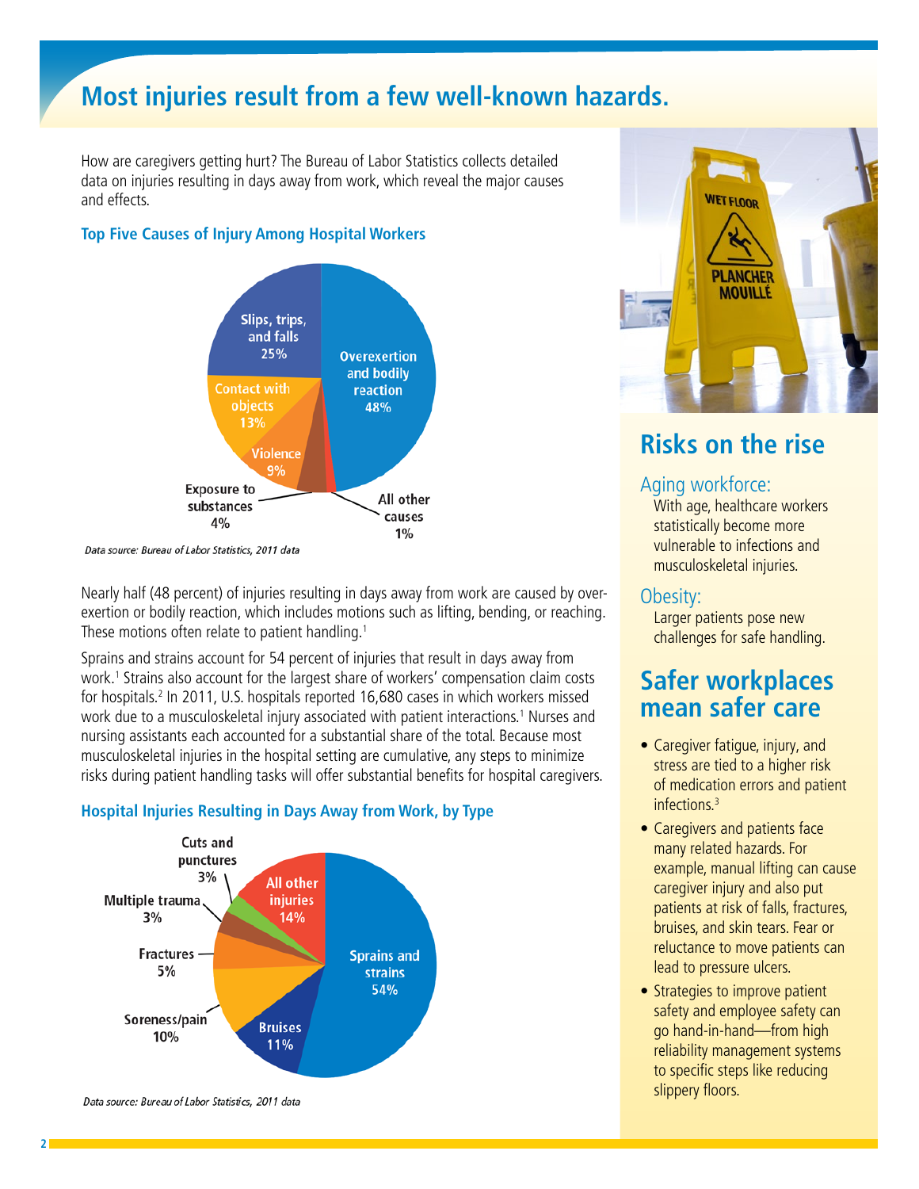# Most injuries result from a few well-known hazards.

How are caregivers getting hurt? The Bureau of Labor Statistics collects detailed data on injuries resulting in days away from work, which reveal the major causes and effects.

### Top Five Causes of Injury Among Hospital Workers

| Cause | Percent |
|---|---|
| Overexertion and bodily reaction | 48% |
| Slips, trips, and falls | 25% |
| Contact with objects | 13% |
| Violence | 9% |
| Exposure to substances | 4% |
| All other causes | 1% |

*Data source: Bureau of Labor Statistics, 2011 data*

Nearly half (48 percent) of injuries resulting in days away from work are caused by overexertion or bodily reaction, which includes motions such as lifting, bending, or reaching. These motions often relate to patient handling.[1]

Sprains and strains account for 54 percent of injuries that result in days away from work.[1] Strains also account for the largest share of workers' compensation claim costs for hospitals.[2] In 2011, U.S. hospitals reported 16,680 cases in which workers missed work due to a musculoskeletal injury associated with patient interactions.[1] Nurses and nursing assistants each accounted for a substantial share of the total. Because most musculoskeletal injuries in the hospital setting are cumulative, any steps to minimize risks during patient handling tasks will offer substantial benefits for hospital caregivers.

### Hospital Injuries Resulting in Days Away from Work, by Type

| Type | Percent |
|---|---|
| Sprains and strains | 54% |
| All other injuries | 14% |
| Bruises | 11% |
| Soreness/pain | 10% |
| Fractures | 5% |
| Multiple trauma | 3% |
| Cuts and punctures | 3% |

*Data source: Bureau of Labor Statistics, 2011 data*

## Risks on the rise

### Aging workforce:

With age, healthcare workers statistically become more vulnerable to infections and musculoskeletal injuries.

### Obesity:

Larger patients pose new challenges for safe handling.

## Safer workplaces mean safer care

- Caregiver fatigue, injury, and stress are tied to a higher risk of medication errors and patient infections.[3]
- Caregivers and patients face many related hazards. For example, manual lifting can cause caregiver injury and also put patients at risk of falls, fractures, bruises, and skin tears. Fear or reluctance to move patients can lead to pressure ulcers.
- Strategies to improve patient safety and employee safety can go hand-in-hand—from high reliability management systems to specific steps like reducing slippery floors.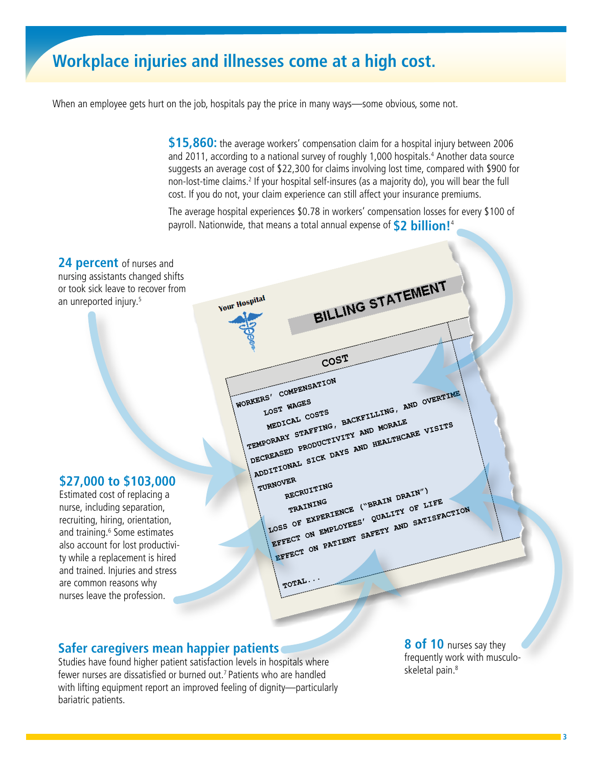## Workplace injuries and illnesses come at a high cost.

When an employee gets hurt on the job, hospitals pay the price in many ways—some obvious, some not.

**$15,860:** the average workers' compensation claim for a hospital injury between 2006 and 2011, according to a national survey of roughly 1,000 hospitals.[4] Another data source suggests an average cost of $22,300 for claims involving lost time, compared with $900 for non-lost-time claims.[2] If your hospital self-insures (as a majority do), you will bear the full cost. If you do not, your claim experience can still affect your insurance premiums.

The average hospital experiences $0.78 in workers' compensation losses for every $100 of payroll. Nationwide, that means a total annual expense of **$2 billion!**[4]

**24 percent** of nurses and nursing assistants changed shifts or took sick leave to recover from an unreported injury.[5]

Your Hospital

BILLING STATEMENT

COST

- WORKERS' COMPENSATION
  - LOST WAGES
  - MEDICAL COSTS
- TEMPORARY STAFFING, BACKFILLING, AND OVERTIME
- DECREASED PRODUCTIVITY AND MORALE
- ADDITIONAL SICK DAYS AND HEALTHCARE VISITS
- TURNOVER
  - RECRUITING
  - TRAINING
- LOSS OF EXPERIENCE ("BRAIN DRAIN")
- EFFECT ON EMPLOYEES' QUALITY OF LIFE
- EFFECT ON PATIENT SAFETY AND SATISFACTION

TOTAL...

**$27,000 to $103,000**
Estimated cost of replacing a nurse, including separation, recruiting, hiring, orientation, and training.[6] Some estimates also account for lost productivity while a replacement is hired and trained. Injuries and stress are common reasons why nurses leave the profession.

**Safer caregivers mean happier patients**
Studies have found higher patient satisfaction levels in hospitals where fewer nurses are dissatisfied or burned out.[7] Patients who are handled with lifting equipment report an improved feeling of dignity—particularly bariatric patients.

**8 of 10** nurses say they frequently work with musculoskeletal pain.[8]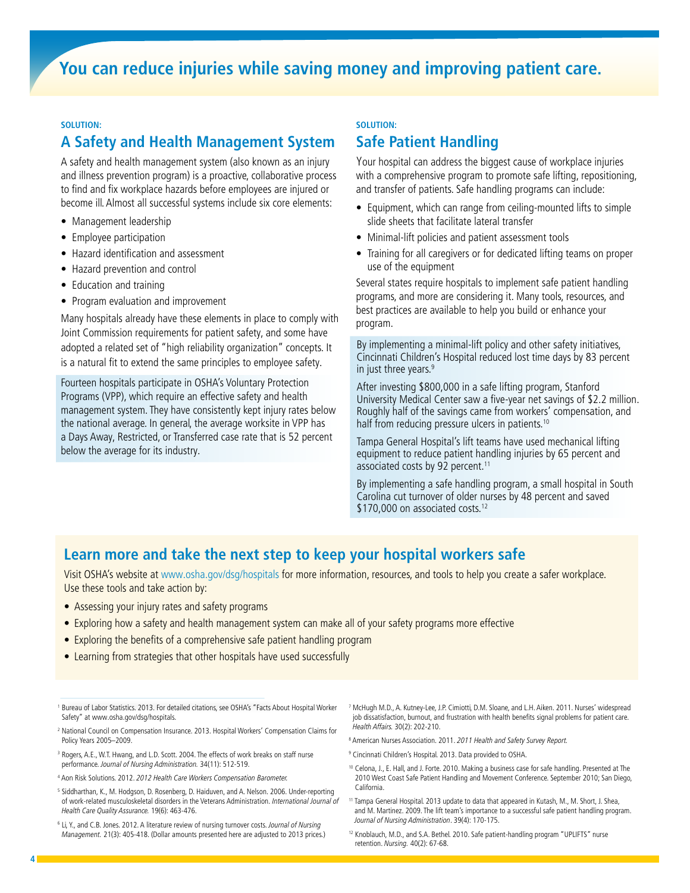# You can reduce injuries while saving money and improving patient care.

**SOLUTION:**

## A Safety and Health Management System

A safety and health management system (also known as an injury and illness prevention program) is a proactive, collaborative process to find and fix workplace hazards before employees are injured or become ill. Almost all successful systems include six core elements:

- Management leadership
- Employee participation
- Hazard identification and assessment
- Hazard prevention and control
- Education and training
- Program evaluation and improvement

Many hospitals already have these elements in place to comply with Joint Commission requirements for patient safety, and some have adopted a related set of "high reliability organization" concepts. It is a natural fit to extend the same principles to employee safety.

Fourteen hospitals participate in OSHA's Voluntary Protection Programs (VPP), which require an effective safety and health management system. They have consistently kept injury rates below the national average. In general, the average worksite in VPP has a Days Away, Restricted, or Transferred case rate that is 52 percent below the average for its industry.

**SOLUTION:**

## Safe Patient Handling

Your hospital can address the biggest cause of workplace injuries with a comprehensive program to promote safe lifting, repositioning, and transfer of patients. Safe handling programs can include:

- Equipment, which can range from ceiling-mounted lifts to simple slide sheets that facilitate lateral transfer
- Minimal-lift policies and patient assessment tools
- Training for all caregivers or for dedicated lifting teams on proper use of the equipment

Several states require hospitals to implement safe patient handling programs, and more are considering it. Many tools, resources, and best practices are available to help you build or enhance your program.

By implementing a minimal-lift policy and other safety initiatives, Cincinnati Children's Hospital reduced lost time days by 83 percent in just three years.[9]

After investing $800,000 in a safe lifting program, Stanford University Medical Center saw a five-year net savings of $2.2 million. Roughly half of the savings came from workers' compensation, and half from reducing pressure ulcers in patients.[10]

Tampa General Hospital's lift teams have used mechanical lifting equipment to reduce patient handling injuries by 65 percent and associated costs by 92 percent.[11]

By implementing a safe handling program, a small hospital in South Carolina cut turnover of older nurses by 48 percent and saved $170,000 on associated costs.[12]

## Learn more and take the next step to keep your hospital workers safe

Visit OSHA's website at www.osha.gov/dsg/hospitals for more information, resources, and tools to help you create a safer workplace. Use these tools and take action by:

- Assessing your injury rates and safety programs
- Exploring how a safety and health management system can make all of your safety programs more effective
- Exploring the benefits of a comprehensive safe patient handling program
- Learning from strategies that other hospitals have used successfully

---

[1] Bureau of Labor Statistics. 2013. For detailed citations, see OSHA's "Facts About Hospital Worker Safety" at www.osha.gov/dsg/hospitals.

[2] National Council on Compensation Insurance. 2013. Hospital Workers' Compensation Claims for Policy Years 2005–2009.

[3] Rogers, A.E., W.T. Hwang, and L.D. Scott. 2004. The effects of work breaks on staff nurse performance. *Journal of Nursing Administration.* 34(11): 512-519.

[4] Aon Risk Solutions. 2012. *2012 Health Care Workers Compensation Barometer.*

[5] Siddharthan, K., M. Hodgson, D. Rosenberg, D. Haiduven, and A. Nelson. 2006. Under-reporting of work-related musculoskeletal disorders in the Veterans Administration. *International Journal of Health Care Quality Assurance.* 19(6): 463-476.

[6] Li, Y., and C.B. Jones. 2012. A literature review of nursing turnover costs. *Journal of Nursing Management.* 21(3): 405-418. (Dollar amounts presented here are adjusted to 2013 prices.)

[7] McHugh M.D., A. Kutney-Lee, J.P. Cimiotti, D.M. Sloane, and L.H. Aiken. 2011. Nurses' widespread job dissatisfaction, burnout, and frustration with health benefits signal problems for patient care. *Health Affairs.* 30(2): 202-210.

[8] American Nurses Association. 2011. *2011 Health and Safety Survey Report.*

[9] Cincinnati Children's Hospital. 2013. Data provided to OSHA.

[10] Celona, J., E. Hall, and J. Forte. 2010. Making a business case for safe handling. Presented at The 2010 West Coast Safe Patient Handling and Movement Conference. September 2010; San Diego, California.

[11] Tampa General Hospital. 2013 update to data that appeared in Kutash, M., M. Short, J. Shea, and M. Martinez. 2009. The lift team's importance to a successful safe patient handling program. *Journal of Nursing Administration*. 39(4): 170-175.

[12] Knoblauch, M.D., and S.A. Bethel. 2010. Safe patient-handling program "UPLIFTS" nurse retention. *Nursing.* 40(2): 67-68.